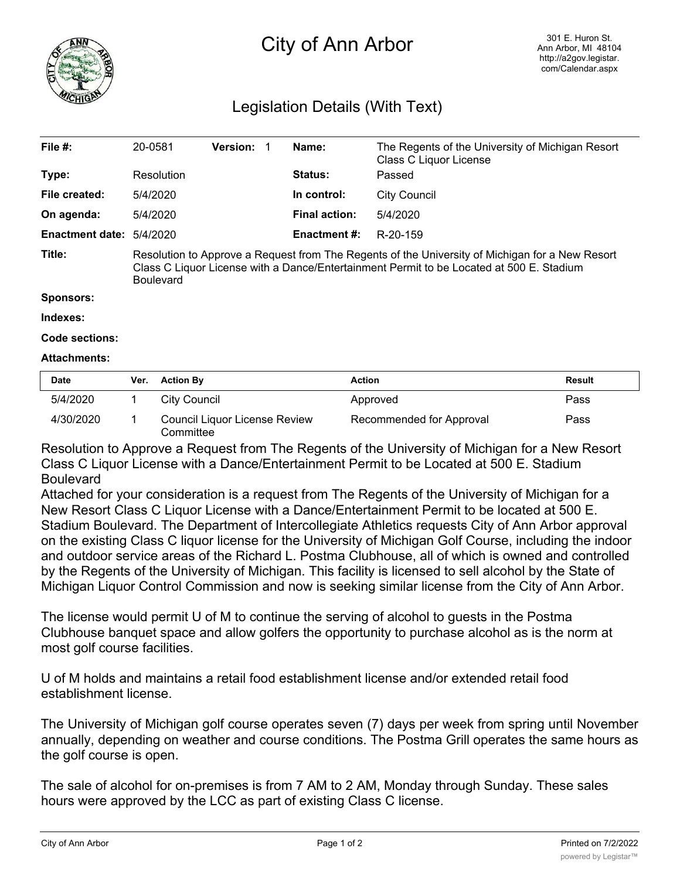# City of Ann Arbor

301 E. Huron St.
Ann Arbor, MI 48104
http://a2gov.legistar.com/Calendar.aspx

## Legislation Details (With Text)

| | | | | | |
|---|---|---|---|---|---|
| **File #:** | 20-0581 | **Version:** | 1 | **Name:** | The Regents of the University of Michigan Resort Class C Liquor License |
| **Type:** | Resolution | | | **Status:** | Passed |
| **File created:** | 5/4/2020 | | | **In control:** | City Council |
| **On agenda:** | 5/4/2020 | | | **Final action:** | 5/4/2020 |
| **Enactment date:** | 5/4/2020 | | | **Enactment #:** | R-20-159 |

**Title:** Resolution to Approve a Request from The Regents of the University of Michigan for a New Resort Class C Liquor License with a Dance/Entertainment Permit to be Located at 500 E. Stadium Boulevard

**Sponsors:**

**Indexes:**

**Code sections:**

**Attachments:**

| Date | Ver. | Action By | Action | Result |
|---|---|---|---|---|
| 5/4/2020 | 1 | City Council | Approved | Pass |
| 4/30/2020 | 1 | Council Liquor License Review Committee | Recommended for Approval | Pass |

Resolution to Approve a Request from The Regents of the University of Michigan for a New Resort Class C Liquor License with a Dance/Entertainment Permit to be Located at 500 E. Stadium Boulevard

Attached for your consideration is a request from The Regents of the University of Michigan for a New Resort Class C Liquor License with a Dance/Entertainment Permit to be located at 500 E. Stadium Boulevard. The Department of Intercollegiate Athletics requests City of Ann Arbor approval on the existing Class C liquor license for the University of Michigan Golf Course, including the indoor and outdoor service areas of the Richard L. Postma Clubhouse, all of which is owned and controlled by the Regents of the University of Michigan. This facility is licensed to sell alcohol by the State of Michigan Liquor Control Commission and now is seeking similar license from the City of Ann Arbor.

The license would permit U of M to continue the serving of alcohol to guests in the Postma Clubhouse banquet space and allow golfers the opportunity to purchase alcohol as is the norm at most golf course facilities.

U of M holds and maintains a retail food establishment license and/or extended retail food establishment license.

The University of Michigan golf course operates seven (7) days per week from spring until November annually, depending on weather and course conditions. The Postma Grill operates the same hours as the golf course is open.

The sale of alcohol for on-premises is from 7 AM to 2 AM, Monday through Sunday. These sales hours were approved by the LCC as part of existing Class C license.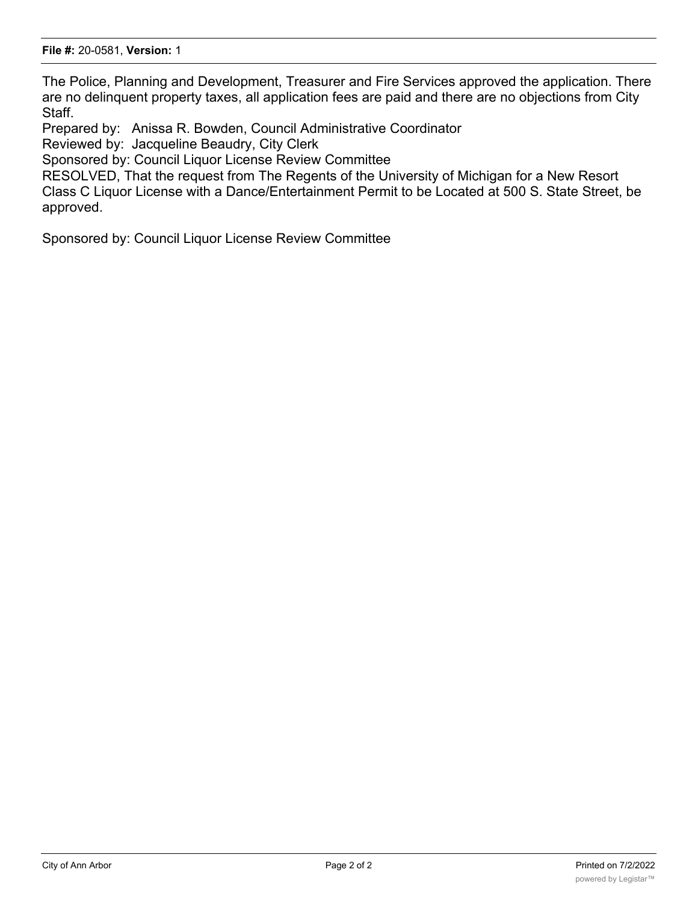The Police, Planning and Development, Treasurer and Fire Services approved the application. There are no delinquent property taxes, all application fees are paid and there are no objections from City Staff.

Prepared by: Anissa R. Bowden, Council Administrative Coordinator

Reviewed by: Jacqueline Beaudry, City Clerk

Sponsored by: Council Liquor License Review Committee

RESOLVED, That the request from The Regents of the University of Michigan for a New Resort Class C Liquor License with a Dance/Entertainment Permit to be Located at 500 S. State Street, be approved.

Sponsored by: Council Liquor License Review Committee